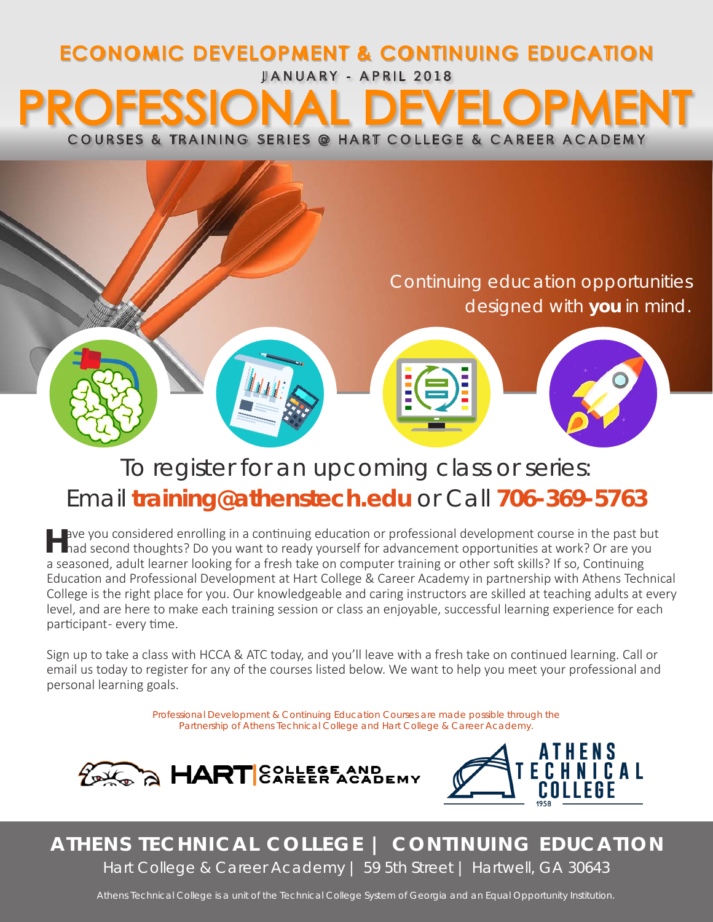## ECONOMIC DEVELOPMENT & CONTINUING EDUCATION

JANUARY - APRIL 2018

# PROFESSIONAL DEVELOPMENT

COURSES & TRAINING SERIES @ HART COLLEGE & CAREER ACADEMY

Continuing education opportunities designed with **you** in mind.

## To register for an upcoming class or series:

## Email **training@athenstech.edu** or Call **706-369-5763**

Have you considered enrolling in a continuing education or professional development course in the past but had second thoughts? Do you want to ready yourself for advancement opportunities at work? Or are you a seasoned, adult learner looking for a fresh take on computer training or other soft skills? If so, Continuing Education and Professional Development at Hart College & Career Academy in partnership with Athens Technical College is the right place for you. Our knowledgeable and caring instructors are skilled at teaching adults at every level, and are here to make each training session or class an enjoyable, successful learning experience for each participant- every time.

Sign up to take a class with HCCA & ATC today, and you'll leave with a fresh take on continued learning. Call or email us today to register for any of the courses listed below. We want to help you meet your professional and personal learning goals.

*Professional Development & Continuing Education Courses are made possible through the Partnership of Athens Technical College and Hart College & Career Academy.*

HART COLLEGE AND CAREER ACADEMY

ATHENS TECHNICAL COLLEGE 1958

**ATHENS TECHNICAL COLLEGE | CONTINUING EDUCATION**

Hart College & Career Academy | 59 5th Street | Hartwell, GA 30643

Athens Technical College is a unit of the Technical College System of Georgia and an Equal Opportunity Institution.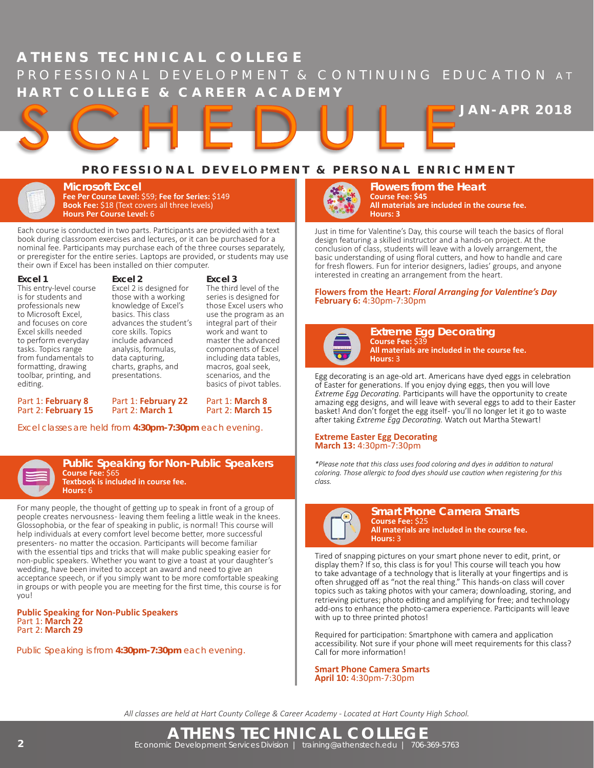# ATHENS TECHNICAL COLLEGE

PROFESSIONAL DEVELOPMENT & CONTINUING EDUCATION AT

HART COLLEGE & CAREER ACADEMY

# SCHEDULE

JAN-APR 2018

## PROFESSIONAL DEVELOPMENT & PERSONAL ENRICHMENT

### Microsoft Excel

**Fee Per Course Level:** $59; **Fee for Series:** $149
**Book Fee:** $18 (Text covers all three levels)
**Hours Per Course Level:** 6

Each course is conducted in two parts. Participants are provided with a text book during classroom exercises and lectures, or it can be purchased for a nominal fee. Participants may purchase each of the three courses separately, or preregister for the entire series. Laptops are provided, or students may use their own if Excel has been installed on thier computer.

**Excel 1**
This entry-level course is for students and professionals new to Microsoft Excel, and focuses on core Excel skills needed to perform everyday tasks. Topics range from fundamentals to formatting, drawing toolbar, printing, and editing.

Part 1: **February 8**
Part 2: **February 15**

**Excel 2**
Excel 2 is designed for those with a working knowledge of Excel's basics. This class advances the student's core skills. Topics include advanced analysis, formulas, data capturing, charts, graphs, and presentations.

Part 1: **February 22**
Part 2: **March 1**

**Excel 3**
The third level of the series is designed for those Excel users who use the program as an integral part of their work and want to master the advanced components of Excel including data tables, macros, goal seek, scenarios, and the basics of pivot tables.

Part 1: **March 8**
Part 2: **March 15**

Excel classes are held from **4:30pm-7:30pm** each evening.

### Public Speaking for Non-Public Speakers

**Course Fee:** $65
**Textbook is included in course fee.**
**Hours:** 6

For many people, the thought of getting up to speak in front of a group of people creates nervousness- leaving them feeling a little weak in the knees. Glossophobia, or the fear of speaking in public, is normal! This course will help individuals at every comfort level become better, more successful presenters- no matter the occasion. Participants will become familiar with the essential tips and tricks that will make public speaking easier for non-public speakers. Whether you want to give a toast at your daughter's wedding, have been invited to accept an award and need to give an acceptance speech, or if you simply want to be more comfortable speaking in groups or with people you are meeting for the first time, this course is for you!

**Public Speaking for Non-Public Speakers**
Part 1: **March 22**
Part 2: **March 29**

Public Speaking is from **4:30pm-7:30pm** each evening.

### Flowers from the Heart

**Course Fee: $45**
**All materials are included in the course fee.**
**Hours: 3**

Just in time for Valentine's Day, this course will teach the basics of floral design featuring a skilled instructor and a hands-on project. At the conclusion of class, students will leave with a lovely arrangement, the basic understanding of using floral cutters, and how to handle and care for fresh flowers. Fun for interior designers, ladies' groups, and anyone interested in creating an arrangement from the heart.

**Flowers from the Heart: *Floral Arranging for Valentine's Day***
**February 6:** 4:30pm-7:30pm

### Extreme Egg Decorating

**Course Fee:** $39
**All materials are included in the course fee.**
**Hours:** 3

Egg decorating is an age-old art. Americans have dyed eggs in celebration of Easter for generations. If you enjoy dying eggs, then you will love *Extreme Egg Decorating.* Participants will have the opportunity to create amazing egg designs, and will leave with several eggs to add to their Easter basket! And don't forget the egg itself- you'll no longer let it go to waste after taking *Extreme Egg Decorating.* Watch out Martha Stewart!

**Extreme Easter Egg Decorating**
**March 13:** 4:30pm-7:30pm

*\*Please note that this class uses food coloring and dyes in addition to natural coloring. Those allergic to food dyes should use caution when registering for this class.*

### Smart Phone Camera Smarts

**Course Fee:** $25
**All materials are included in the course fee.**
**Hours:** 3

Tired of snapping pictures on your smart phone never to edit, print, or display them? If so, this class is for you! This course will teach you how to take advantage of a technology that is literally at your fingertips and is often shrugged off as "not the real thing." This hands-on class will cover topics such as taking photos with your camera; downloading, storing, and retrieving pictures; photo editing and amplifying for free; and technology add-ons to enhance the photo-camera experience. Participants will leave with up to three printed photos!

Required for participation: Smartphone with camera and application accessibility. Not sure if your phone will meet requirements for this class? Call for more information!

**Smart Phone Camera Smarts**
**April 10:** 4:30pm-7:30pm

*All classes are held at Hart County College & Career Academy - Located at Hart County High School.*

**ATHENS TECHNICAL COLLEGE**
Economic Development Services Division | training@athenstech.edu | 706-369-5763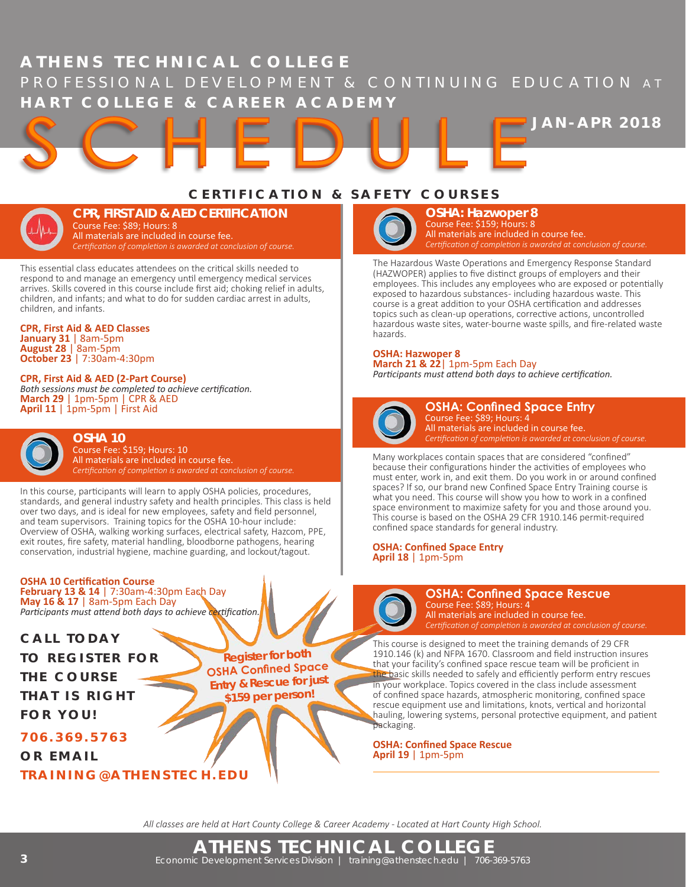# ATHENS TECHNICAL COLLEGE

PROFESSIONAL DEVELOPMENT & CONTINUING EDUCATION AT

**HART COLLEGE & CAREER ACADEMY**

# SCHEDULE

**JAN-APR 2018**

## CERTIFICATION & SAFETY COURSES

### CPR, FIRST AID & AED CERTIFICATION

Course Fee: $89; Hours: 8
All materials are included in course fee.
*Certification of completion is awarded at conclusion of course.*

This essential class educates attendees on the critical skills needed to respond to and manage an emergency until emergency medical services arrives. Skills covered in this course include first aid; choking relief in adults, children, and infants; and what to do for sudden cardiac arrest in adults, children, and infants.

**CPR, First Aid & AED Classes**
**January 31** | 8am-5pm
**August 28** | 8am-5pm
**October 23** | 7:30am-4:30pm

**CPR, First Aid & AED (2-Part Course)**
*Both sessions must be completed to achieve certification.*
**March 29** | 1pm-5pm | CPR & AED
**April 11** | 1pm-5pm | First Aid

### OSHA 10

Course Fee: $159; Hours: 10
All materials are included in course fee.
*Certification of completion is awarded at conclusion of course.*

In this course, participants will learn to apply OSHA policies, procedures, standards, and general industry safety and health principles. This class is held over two days, and is ideal for new employees, safety and field personnel, and team supervisors. Training topics for the OSHA 10-hour include: Overview of OSHA, walking working surfaces, electrical safety, Hazcom, PPE, exit routes, fire safety, material handling, bloodborne pathogens, hearing conservation, industrial hygiene, machine guarding, and lockout/tagout.

**OSHA 10 Certification Course**
**February 13 & 14** | 7:30am-4:30pm Each Day
**May 16 & 17** | 8am-5pm Each Day
*Participants must attend both days to achieve certification.*

### OSHA: Hazwoper 8

Course Fee: $159; Hours: 8
All materials are included in course fee.
*Certification of completion is awarded at conclusion of course.*

The Hazardous Waste Operations and Emergency Response Standard (HAZWOPER) applies to five distinct groups of employers and their employees. This includes any employees who are exposed or potentially exposed to hazardous substances- including hazardous waste. This course is a great addition to your OSHA certification and addresses topics such as clean-up operations, corrective actions, uncontrolled hazardous waste sites, water-bourne waste spills, and fire-related waste hazards.

**OSHA: Hazwoper 8**
**March 21 & 22**| 1pm-5pm Each Day
*Participants must attend both days to achieve certification.*

### OSHA: Confined Space Entry

Course Fee: $89; Hours: 4
All materials are included in course fee.
*Certification of completion is awarded at conclusion of course.*

Many workplaces contain spaces that are considered "confined" because their configurations hinder the activities of employees who must enter, work in, and exit them. Do you work in or around confined spaces? If so, our brand new Confined Space Entry Training course is what you need. This course will show you how to work in a confined space environment to maximize safety for you and those around you. This course is based on the OSHA 29 CFR 1910.146 permit-required confined space standards for general industry.

**OSHA: Confined Space Entry**
**April 18** | 1pm-5pm

### OSHA: Confined Space Rescue

Course Fee: $89; Hours: 4
All materials are included in course fee.
*Certification of completion is awarded at conclusion of course.*

This course is designed to meet the training demands of 29 CFR 1910.146 (k) and NFPA 1670. Classroom and field instruction insures that your facility's confined space rescue team will be proficient in the basic skills needed to safely and efficiently perform entry rescues in your workplace. Topics covered in the class include assessment of confined space hazards, atmospheric monitoring, confined space rescue equipment use and limitations, knots, vertical and horizontal hauling, lowering systems, personal protective equipment, and patient packaging.

**OSHA: Confined Space Rescue**
**April 19** | 1pm-5pm

**Register for both OSHA Confined Space Entry & Rescue for just $159 per person!**

**CALL TODAY TO REGISTER FOR THE COURSE THAT IS RIGHT FOR YOU!**

**706.369.5763**

**OR EMAIL**

**TRAINING@ATHENSTECH.EDU**

*All classes are held at Hart County College & Career Academy - Located at Hart County High School.*

**ATHENS TECHNICAL COLLEGE**
Economic Development Services Division | training@athenstech.edu | 706-369-5763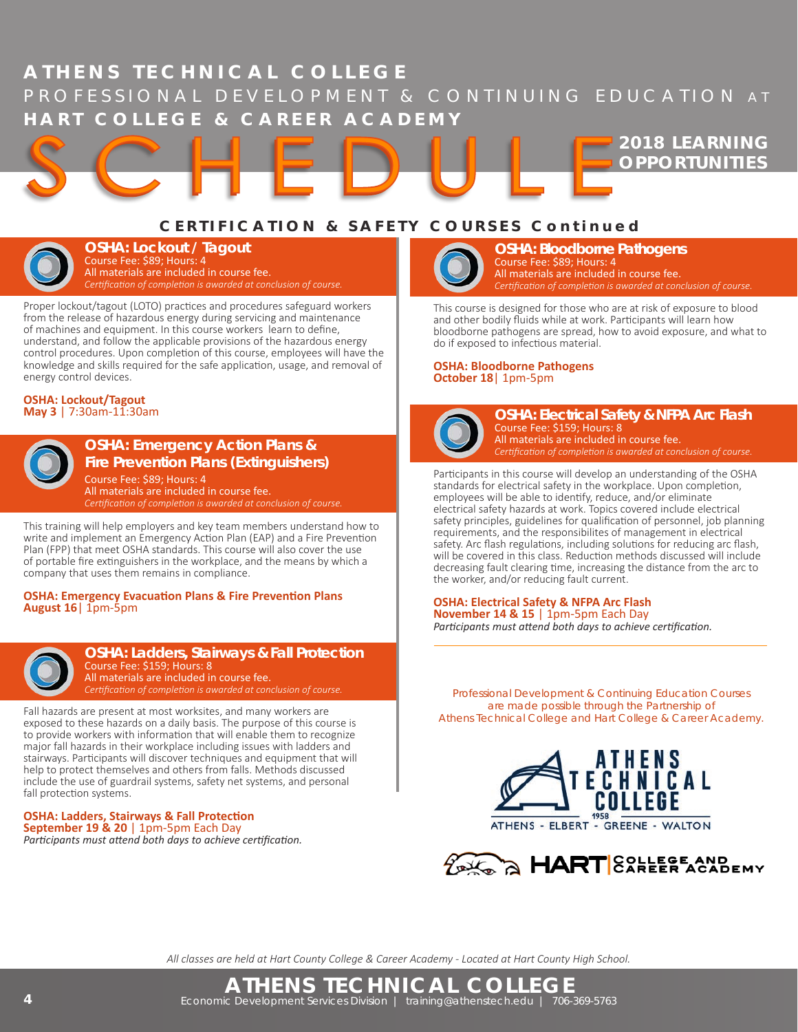# ATHENS TECHNICAL COLLEGE

PROFESSIONAL DEVELOPMENT & CONTINUING EDUCATION AT

**HART COLLEGE & CAREER ACADEMY**

# SCHEDULE

**2018 LEARNING OPPORTUNITIES**

## CERTIFICATION & SAFETY COURSES Continued

### OSHA: Lockout / Tagout

Course Fee: $89; Hours: 4
All materials are included in course fee.
*Certification of completion is awarded at conclusion of course.*

Proper lockout/tagout (LOTO) practices and procedures safeguard workers from the release of hazardous energy during servicing and maintenance of machines and equipment. In this course workers learn to define, understand, and follow the applicable provisions of the hazardous energy control procedures. Upon completion of this course, employees will have the knowledge and skills required for the safe application, usage, and removal of energy control devices.

**OSHA: Lockout/Tagout**
**May 3** | 7:30am-11:30am

### OSHA: Emergency Action Plans & Fire Prevention Plans (Extinguishers)

Course Fee: $89; Hours: 4
All materials are included in course fee.
*Certification of completion is awarded at conclusion of course.*

This training will help employers and key team members understand how to write and implement an Emergency Action Plan (EAP) and a Fire Prevention Plan (FPP) that meet OSHA standards. This course will also cover the use of portable fire extinguishers in the workplace, and the means by which a company that uses them remains in compliance.

**OSHA: Emergency Evacuation Plans & Fire Prevention Plans**
**August 16**| 1pm-5pm

### OSHA: Ladders, Stairways & Fall Protection

Course Fee: $159; Hours: 8
All materials are included in course fee.
*Certification of completion is awarded at conclusion of course.*

Fall hazards are present at most worksites, and many workers are exposed to these hazards on a daily basis. The purpose of this course is to provide workers with information that will enable them to recognize major fall hazards in their workplace including issues with ladders and stairways. Participants will discover techniques and equipment that will help to protect themselves and others from falls. Methods discussed include the use of guardrail systems, safety net systems, and personal fall protection systems.

**OSHA: Ladders, Stairways & Fall Protection**
**September 19 & 20** | 1pm-5pm Each Day
*Participants must attend both days to achieve certification.*

### OSHA: Bloodborne Pathogens

Course Fee: $89; Hours: 4
All materials are included in course fee.
*Certification of completion is awarded at conclusion of course.*

This course is designed for those who are at risk of exposure to blood and other bodily fluids while at work. Participants will learn how bloodborne pathogens are spread, how to avoid exposure, and what to do if exposed to infectious material.

**OSHA: Bloodborne Pathogens**
**October 18**| 1pm-5pm

### OSHA: Electrical Safety & NFPA Arc Flash

Course Fee: $159; Hours: 8
All materials are included in course fee.
*Certification of completion is awarded at conclusion of course.*

Participants in this course will develop an understanding of the OSHA standards for electrical safety in the workplace. Upon completion, employees will be able to identify, reduce, and/or eliminate electrical safety hazards at work. Topics covered include electrical safety principles, guidelines for qualification of personnel, job planning requirements, and the responsibilites of management in electrical safety. Arc flash regulations, including solutions for reducing arc flash, will be covered in this class. Reduction methods discussed will include decreasing fault clearing time, increasing the distance from the arc to the worker, and/or reducing fault current.

**OSHA: Electrical Safety & NFPA Arc Flash**
**November 14 & 15** | 1pm-5pm Each Day
*Participants must attend both days to achieve certification.*

---

Professional Development & Continuing Education Courses are made possible through the Partnership of Athens Technical College and Hart College & Career Academy.

ATHENS TECHNICAL COLLEGE
1958
ATHENS - ELBERT - GREENE - WALTON

HART COLLEGE AND CAREER ACADEMY

*All classes are held at Hart County College & Career Academy - Located at Hart County High School.*

**ATHENS TECHNICAL COLLEGE**
Economic Development Services Division | training@athenstech.edu | 706-369-5763